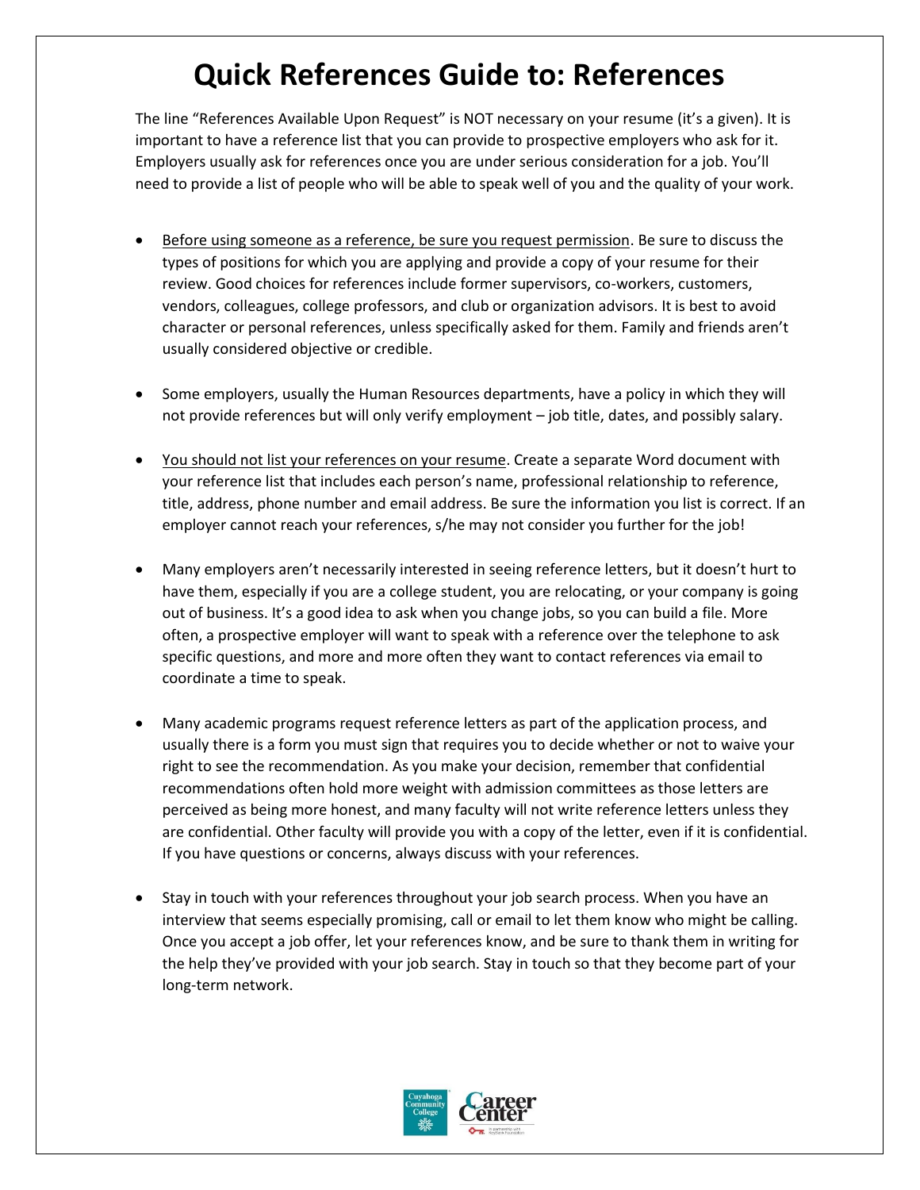# Quick References Guide to: References

The line "References Available Upon Request" is NOT necessary on your resume (it's a given). It is important to have a reference list that you can provide to prospective employers who ask for it. Employers usually ask for references once you are under serious consideration for a job. You'll need to provide a list of people who will be able to speak well of you and the quality of your work.

- <u>Before using someone as a reference, be sure you request permission</u>. Be sure to discuss the types of positions for which you are applying and provide a copy of your resume for their review. Good choices for references include former supervisors, co-workers, customers, vendors, colleagues, college professors, and club or organization advisors. It is best to avoid character or personal references, unless specifically asked for them. Family and friends aren't usually considered objective or credible.

- Some employers, usually the Human Resources departments, have a policy in which they will not provide references but will only verify employment – job title, dates, and possibly salary.

- <u>You should not list your references on your resume</u>. Create a separate Word document with your reference list that includes each person's name, professional relationship to reference, title, address, phone number and email address. Be sure the information you list is correct. If an employer cannot reach your references, s/he may not consider you further for the job!

- Many employers aren't necessarily interested in seeing reference letters, but it doesn't hurt to have them, especially if you are a college student, you are relocating, or your company is going out of business. It's a good idea to ask when you change jobs, so you can build a file. More often, a prospective employer will want to speak with a reference over the telephone to ask specific questions, and more and more often they want to contact references via email to coordinate a time to speak.

- Many academic programs request reference letters as part of the application process, and usually there is a form you must sign that requires you to decide whether or not to waive your right to see the recommendation. As you make your decision, remember that confidential recommendations often hold more weight with admission committees as those letters are perceived as being more honest, and many faculty will not write reference letters unless they are confidential. Other faculty will provide you with a copy of the letter, even if it is confidential. If you have questions or concerns, always discuss with your references.

- Stay in touch with your references throughout your job search process. When you have an interview that seems especially promising, call or email to let them know who might be calling. Once you accept a job offer, let your references know, and be sure to thank them in writing for the help they've provided with your job search. Stay in touch so that they become part of your long-term network.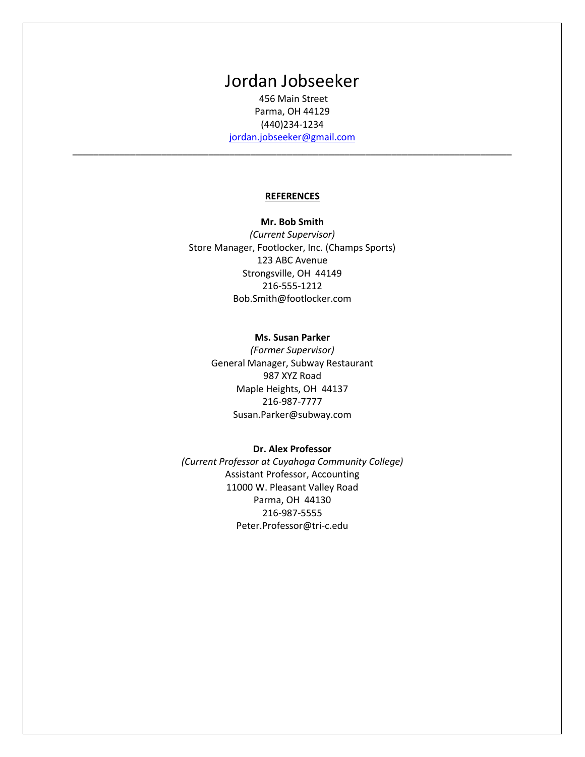# Jordan Jobseeker

456 Main Street
Parma, OH 44129
(440)234-1234
jordan.jobseeker@gmail.com

---

## REFERENCES

**Mr. Bob Smith**
*(Current Supervisor)*
Store Manager, Footlocker, Inc. (Champs Sports)
123 ABC Avenue
Strongsville, OH 44149
216-555-1212
Bob.Smith@footlocker.com

**Ms. Susan Parker**
*(Former Supervisor)*
General Manager, Subway Restaurant
987 XYZ Road
Maple Heights, OH 44137
216-987-7777
Susan.Parker@subway.com

**Dr. Alex Professor**
*(Current Professor at Cuyahoga Community College)*
Assistant Professor, Accounting
11000 W. Pleasant Valley Road
Parma, OH 44130
216-987-5555
Peter.Professor@tri-c.edu